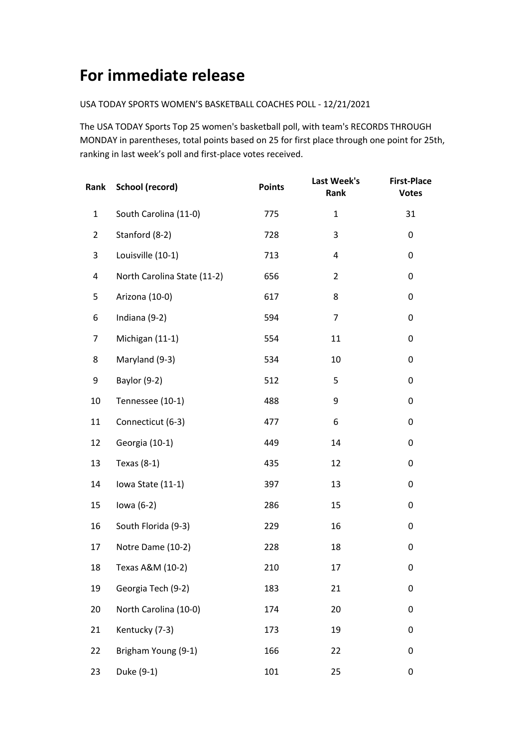# For immediate release

USA TODAY SPORTS WOMEN'S BASKETBALL COACHES POLL - 12/21/2021

The USA TODAY Sports Top 25 women's basketball poll, with team's RECORDS THROUGH MONDAY in parentheses, total points based on 25 for first place through one point for 25th, ranking in last week's poll and first-place votes received.

| Rank | School (record) | Points | Last Week's Rank | First-Place Votes |
|---|---|---|---|---|
| 1 | South Carolina (11-0) | 775 | 1 | 31 |
| 2 | Stanford (8-2) | 728 | 3 | 0 |
| 3 | Louisville (10-1) | 713 | 4 | 0 |
| 4 | North Carolina State (11-2) | 656 | 2 | 0 |
| 5 | Arizona (10-0) | 617 | 8 | 0 |
| 6 | Indiana (9-2) | 594 | 7 | 0 |
| 7 | Michigan (11-1) | 554 | 11 | 0 |
| 8 | Maryland (9-3) | 534 | 10 | 0 |
| 9 | Baylor (9-2) | 512 | 5 | 0 |
| 10 | Tennessee (10-1) | 488 | 9 | 0 |
| 11 | Connecticut (6-3) | 477 | 6 | 0 |
| 12 | Georgia (10-1) | 449 | 14 | 0 |
| 13 | Texas (8-1) | 435 | 12 | 0 |
| 14 | Iowa State (11-1) | 397 | 13 | 0 |
| 15 | Iowa (6-2) | 286 | 15 | 0 |
| 16 | South Florida (9-3) | 229 | 16 | 0 |
| 17 | Notre Dame (10-2) | 228 | 18 | 0 |
| 18 | Texas A&M (10-2) | 210 | 17 | 0 |
| 19 | Georgia Tech (9-2) | 183 | 21 | 0 |
| 20 | North Carolina (10-0) | 174 | 20 | 0 |
| 21 | Kentucky (7-3) | 173 | 19 | 0 |
| 22 | Brigham Young (9-1) | 166 | 22 | 0 |
| 23 | Duke (9-1) | 101 | 25 | 0 |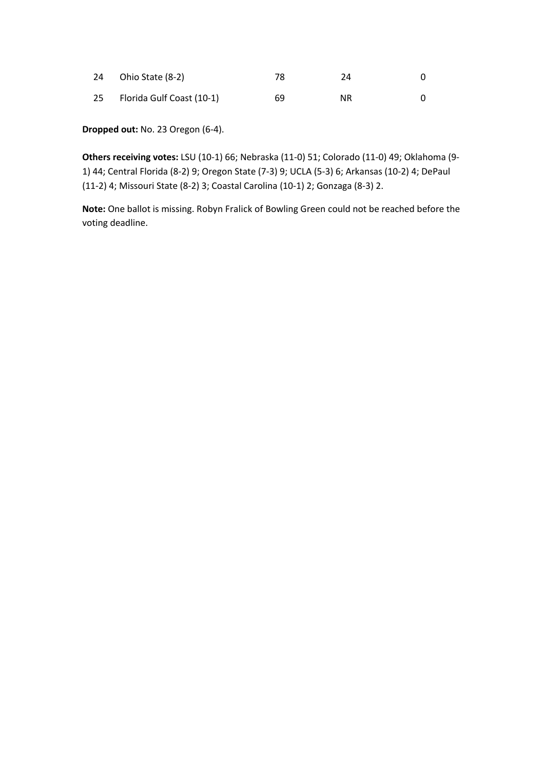| | | | | |
|---|---|---|---|---|
| 24 | Ohio State (8-2) | 78 | 24 | 0 |
| 25 | Florida Gulf Coast (10-1) | 69 | NR | 0 |

**Dropped out:** No. 23 Oregon (6-4).

**Others receiving votes:** LSU (10-1) 66; Nebraska (11-0) 51; Colorado (11-0) 49; Oklahoma (9-1) 44; Central Florida (8-2) 9; Oregon State (7-3) 9; UCLA (5-3) 6; Arkansas (10-2) 4; DePaul (11-2) 4; Missouri State (8-2) 3; Coastal Carolina (10-1) 2; Gonzaga (8-3) 2.

**Note:** One ballot is missing. Robyn Fralick of Bowling Green could not be reached before the voting deadline.